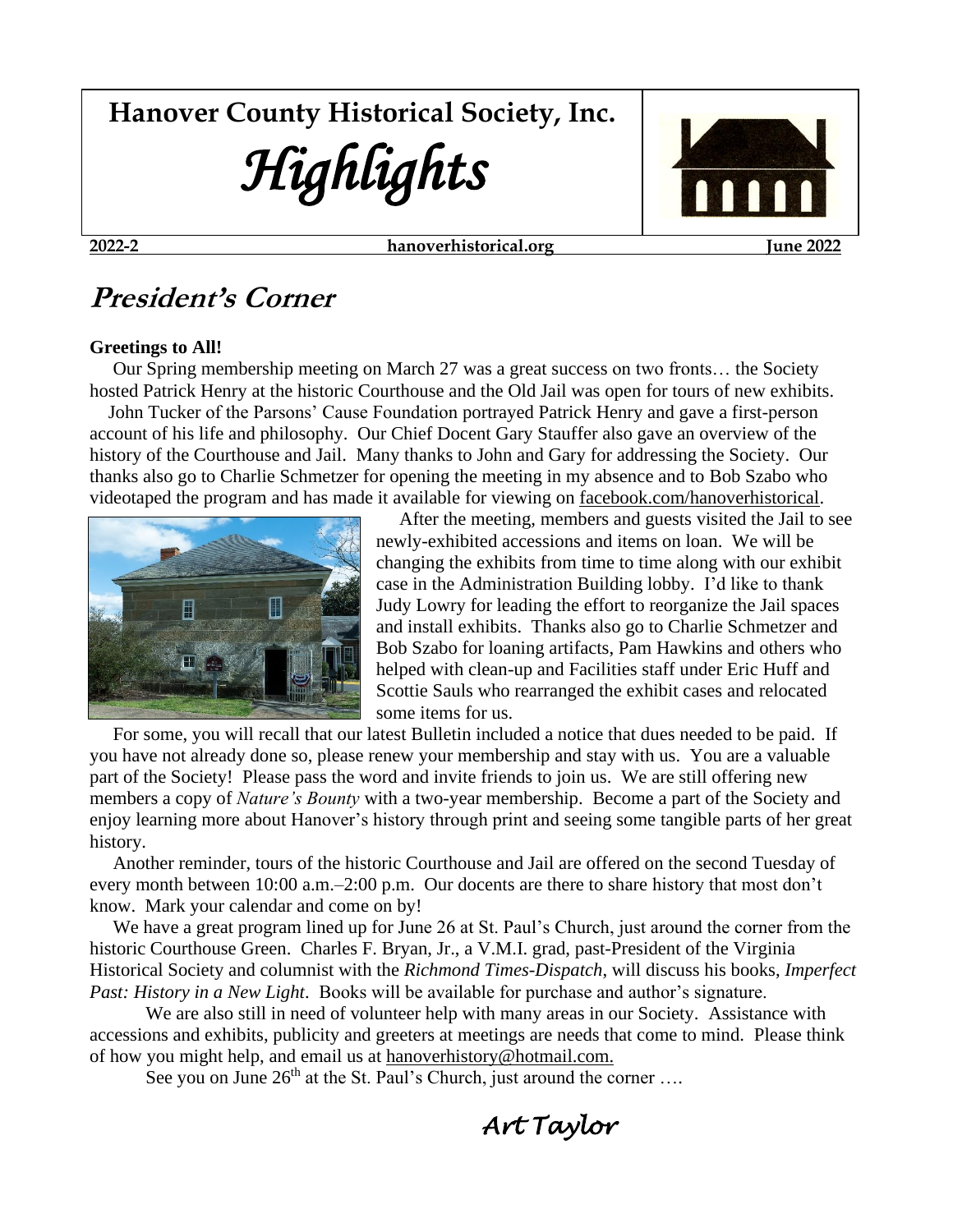# Hanover County Historical Society, Inc.

# *Highlights*

**2022-2** | **hanoverhistorical.org** | **June 2022**

## *President's Corner*

**Greetings to All!**

Our Spring membership meeting on March 27 was a great success on two fronts… the Society hosted Patrick Henry at the historic Courthouse and the Old Jail was open for tours of new exhibits.

John Tucker of the Parsons' Cause Foundation portrayed Patrick Henry and gave a first-person account of his life and philosophy. Our Chief Docent Gary Stauffer also gave an overview of the history of the Courthouse and Jail. Many thanks to John and Gary for addressing the Society. Our thanks also go to Charlie Schmetzer for opening the meeting in my absence and to Bob Szabo who videotaped the program and has made it available for viewing on facebook.com/hanoverhistorical.

After the meeting, members and guests visited the Jail to see newly-exhibited accessions and items on loan. We will be changing the exhibits from time to time along with our exhibit case in the Administration Building lobby. I'd like to thank Judy Lowry for leading the effort to reorganize the Jail spaces and install exhibits. Thanks also go to Charlie Schmetzer and Bob Szabo for loaning artifacts, Pam Hawkins and others who helped with clean-up and Facilities staff under Eric Huff and Scottie Sauls who rearranged the exhibit cases and relocated some items for us.

For some, you will recall that our latest Bulletin included a notice that dues needed to be paid. If you have not already done so, please renew your membership and stay with us. You are a valuable part of the Society! Please pass the word and invite friends to join us. We are still offering new members a copy of *Nature's Bounty* with a two-year membership. Become a part of the Society and enjoy learning more about Hanover's history through print and seeing some tangible parts of her great history.

Another reminder, tours of the historic Courthouse and Jail are offered on the second Tuesday of every month between 10:00 a.m.–2:00 p.m. Our docents are there to share history that most don't know. Mark your calendar and come on by!

We have a great program lined up for June 26 at St. Paul's Church, just around the corner from the historic Courthouse Green. Charles F. Bryan, Jr., a V.M.I. grad, past-President of the Virginia Historical Society and columnist with the *Richmond Times-Dispatch*, will discuss his books, *Imperfect Past: History in a New Light*. Books will be available for purchase and author's signature.

We are also still in need of volunteer help with many areas in our Society. Assistance with accessions and exhibits, publicity and greeters at meetings are needs that come to mind. Please think of how you might help, and email us at hanoverhistory@hotmail.com.

See you on June 26th at the St. Paul's Church, just around the corner ….

*Art Taylor*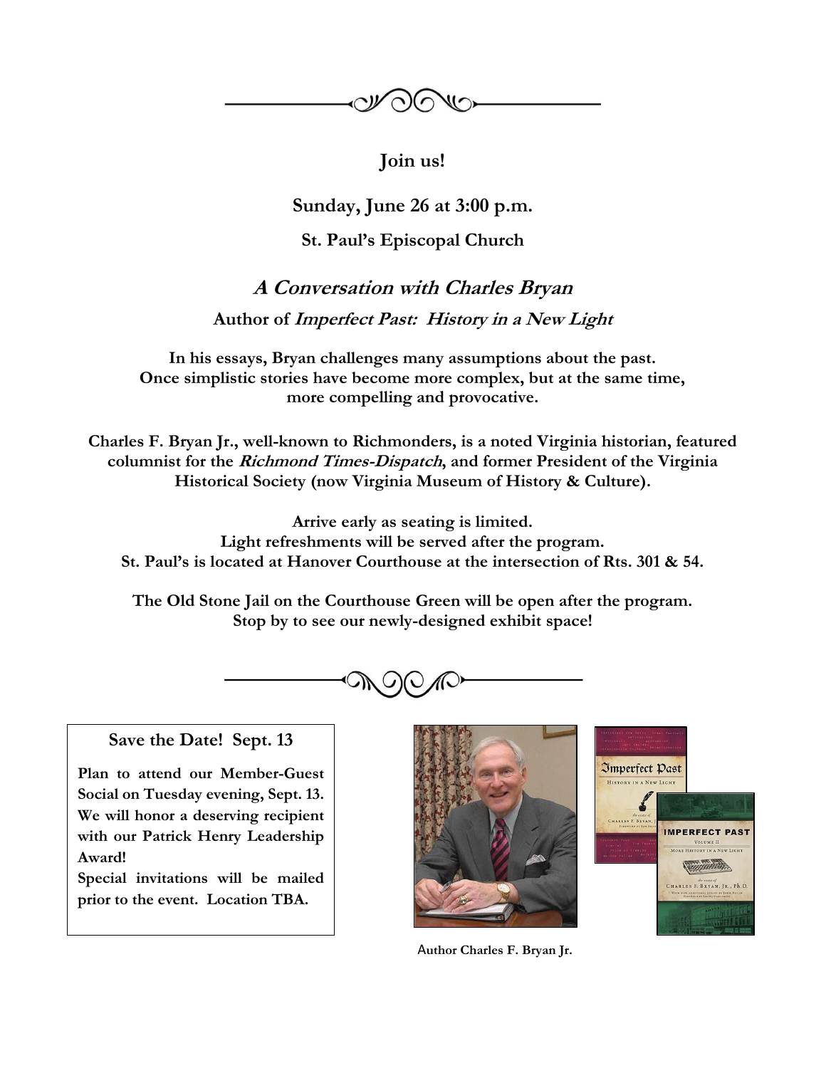**Join us!**

**Sunday, June 26 at 3:00 p.m.**

**St. Paul's Episcopal Church**

## *A Conversation with Charles Bryan*

**Author of *Imperfect Past: History in a New Light***

**In his essays, Bryan challenges many assumptions about the past. Once simplistic stories have become more complex, but at the same time, more compelling and provocative.**

**Charles F. Bryan Jr., well-known to Richmonders, is a noted Virginia historian, featured columnist for the *Richmond Times-Dispatch*, and former President of the Virginia Historical Society (now Virginia Museum of History & Culture).**

**Arrive early as seating is limited.**
**Light refreshments will be served after the program.**
**St. Paul's is located at Hanover Courthouse at the intersection of Rts. 301 & 54.**

**The Old Stone Jail on the Courthouse Green will be open after the program.**
**Stop by to see our newly-designed exhibit space!**

---

**Save the Date! Sept. 13**

**Plan to attend our Member-Guest Social on Tuesday evening, Sept. 13. We will honor a deserving recipient with our Patrick Henry Leadership Award!**

**Special invitations will be mailed prior to the event. Location TBA.**

**Author Charles F. Bryan Jr.**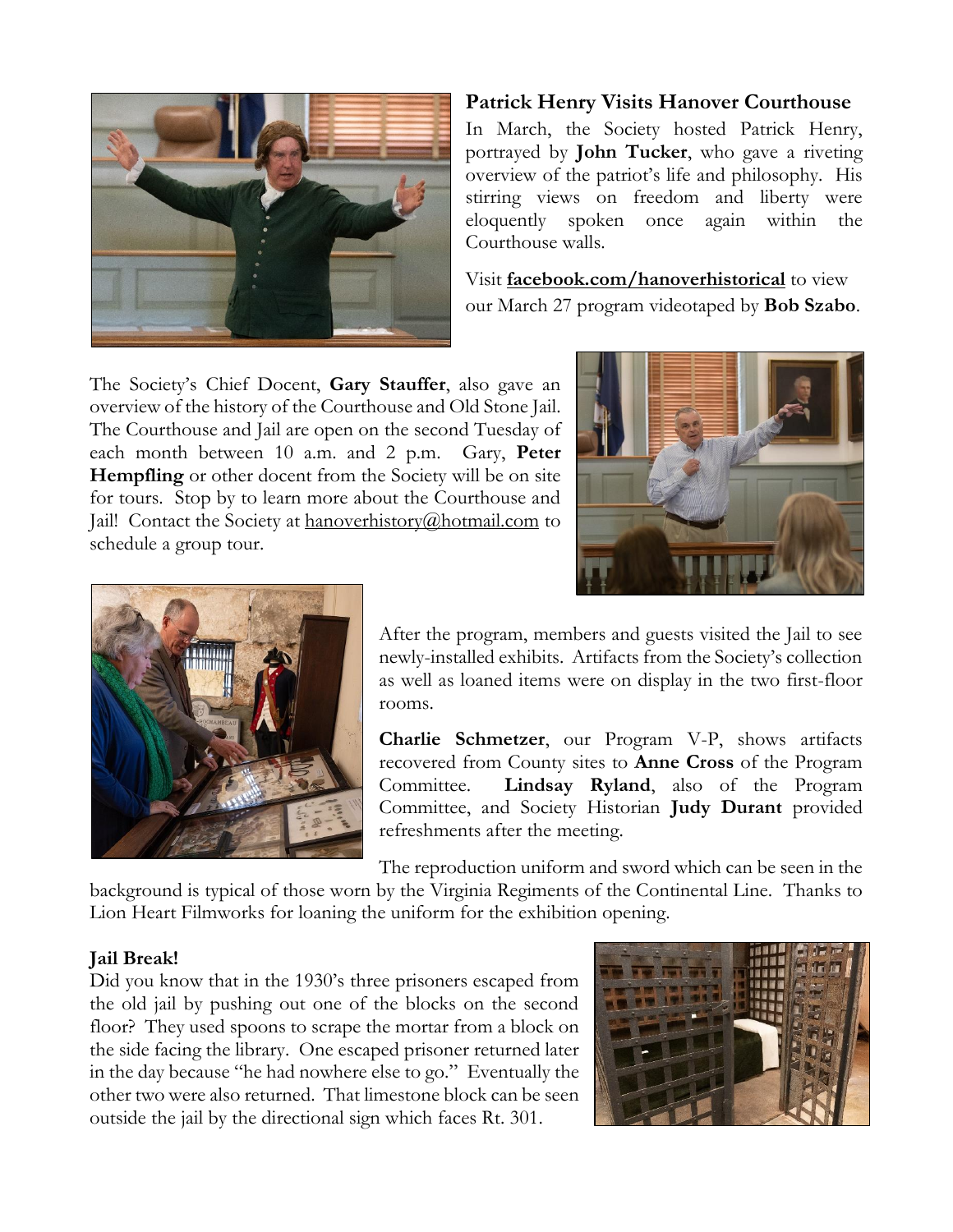## Patrick Henry Visits Hanover Courthouse

In March, the Society hosted Patrick Henry, portrayed by **John Tucker**, who gave a riveting overview of the patriot's life and philosophy. His stirring views on freedom and liberty were eloquently spoken once again within the Courthouse walls.

Visit **facebook.com/hanoverhistorical** to view our March 27 program videotaped by **Bob Szabo**.

The Society's Chief Docent, **Gary Stauffer**, also gave an overview of the history of the Courthouse and Old Stone Jail. The Courthouse and Jail are open on the second Tuesday of each month between 10 a.m. and 2 p.m. Gary, **Peter Hempfling** or other docent from the Society will be on site for tours. Stop by to learn more about the Courthouse and Jail! Contact the Society at hanoverhistory@hotmail.com to schedule a group tour.

After the program, members and guests visited the Jail to see newly-installed exhibits. Artifacts from the Society's collection as well as loaned items were on display in the two first-floor rooms.

**Charlie Schmetzer**, our Program V-P, shows artifacts recovered from County sites to **Anne Cross** of the Program Committee. **Lindsay Ryland**, also of the Program Committee, and Society Historian **Judy Durant** provided refreshments after the meeting.

The reproduction uniform and sword which can be seen in the background is typical of those worn by the Virginia Regiments of the Continental Line. Thanks to Lion Heart Filmworks for loaning the uniform for the exhibition opening.

**Jail Break!**

Did you know that in the 1930's three prisoners escaped from the old jail by pushing out one of the blocks on the second floor? They used spoons to scrape the mortar from a block on the side facing the library. One escaped prisoner returned later in the day because "he had nowhere else to go." Eventually the other two were also returned. That limestone block can be seen outside the jail by the directional sign which faces Rt. 301.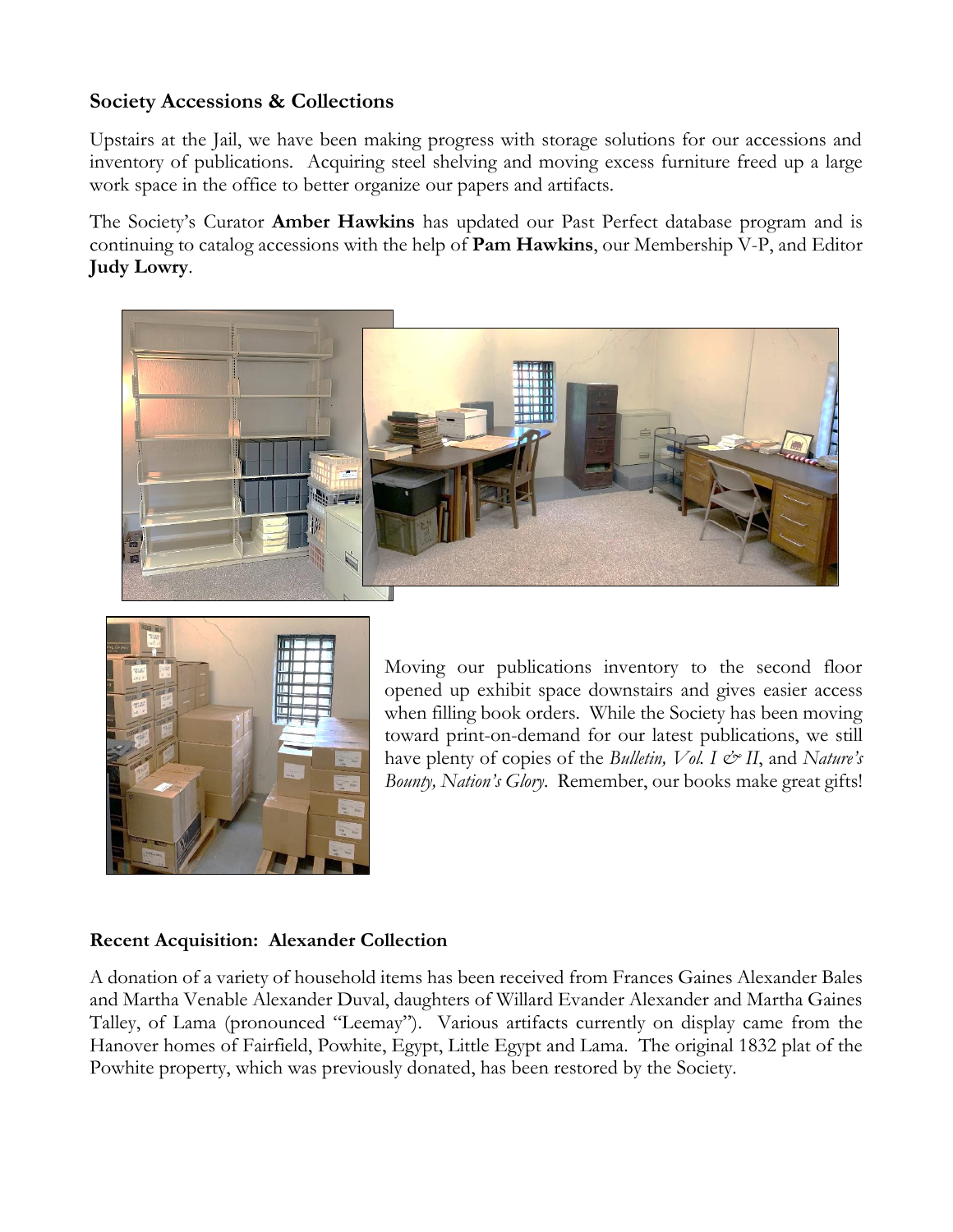## Society Accessions & Collections

Upstairs at the Jail, we have been making progress with storage solutions for our accessions and inventory of publications. Acquiring steel shelving and moving excess furniture freed up a large work space in the office to better organize our papers and artifacts.

The Society's Curator **Amber Hawkins** has updated our Past Perfect database program and is continuing to catalog accessions with the help of **Pam Hawkins**, our Membership V-P, and Editor **Judy Lowry**.

Moving our publications inventory to the second floor opened up exhibit space downstairs and gives easier access when filling book orders. While the Society has been moving toward print-on-demand for our latest publications, we still have plenty of copies of the *Bulletin, Vol. I & II*, and *Nature's Bounty, Nation's Glory*. Remember, our books make great gifts!

## Recent Acquisition: Alexander Collection

A donation of a variety of household items has been received from Frances Gaines Alexander Bales and Martha Venable Alexander Duval, daughters of Willard Evander Alexander and Martha Gaines Talley, of Lama (pronounced "Leemay"). Various artifacts currently on display came from the Hanover homes of Fairfield, Powhite, Egypt, Little Egypt and Lama. The original 1832 plat of the Powhite property, which was previously donated, has been restored by the Society.